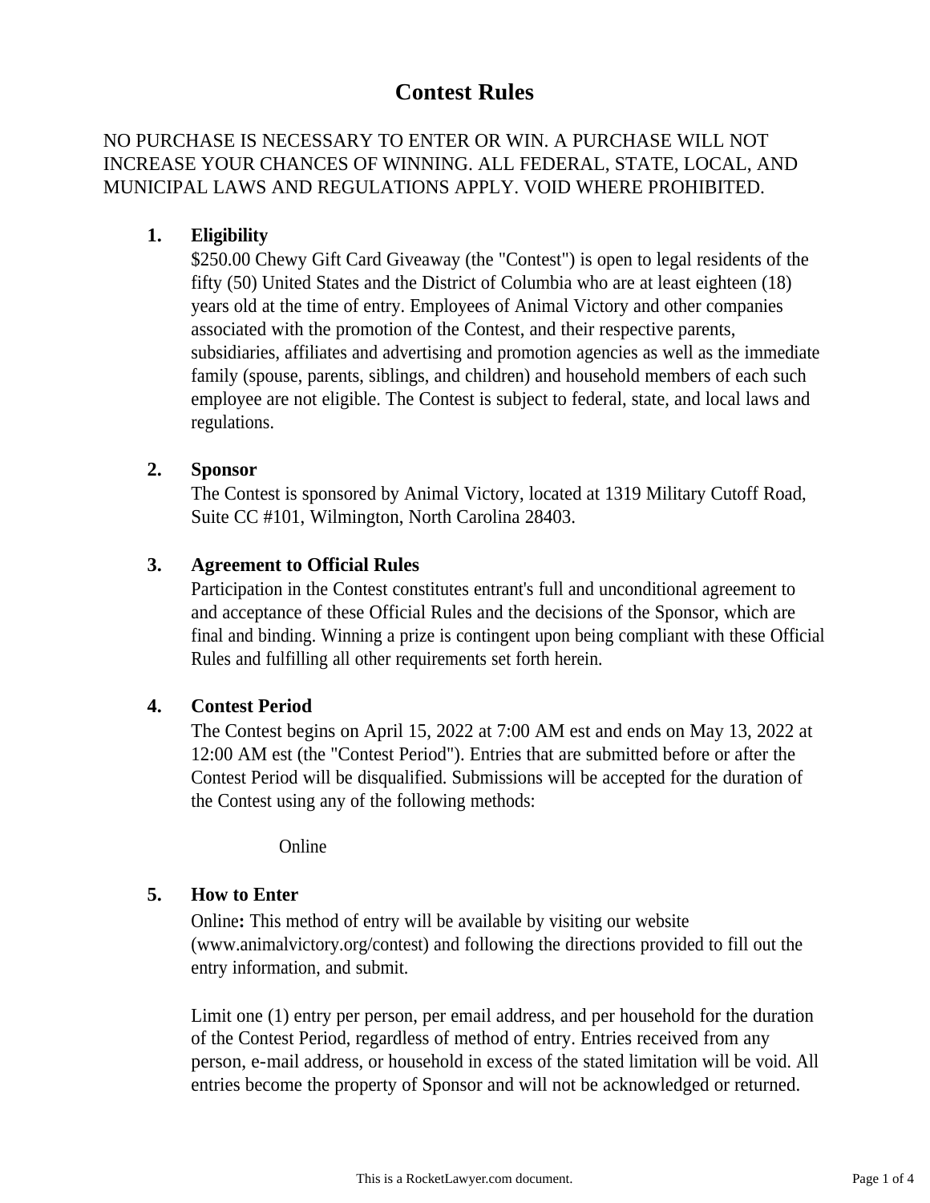# Contest Rules

NO PURCHASE IS NECESSARY TO ENTER OR WIN. A PURCHASE WILL NOT INCREASE YOUR CHANCES OF WINNING. ALL FEDERAL, STATE, LOCAL, AND MUNICIPAL LAWS AND REGULATIONS APPLY. VOID WHERE PROHIBITED.

1. **Eligibility**
   $250.00 Chewy Gift Card Giveaway (the "Contest") is open to legal residents of the fifty (50) United States and the District of Columbia who are at least eighteen (18) years old at the time of entry. Employees of Animal Victory and other companies associated with the promotion of the Contest, and their respective parents, subsidiaries, affiliates and advertising and promotion agencies as well as the immediate family (spouse, parents, siblings, and children) and household members of each such employee are not eligible. The Contest is subject to federal, state, and local laws and regulations.

2. **Sponsor**
   The Contest is sponsored by Animal Victory, located at 1319 Military Cutoff Road, Suite CC #101, Wilmington, North Carolina 28403.

3. **Agreement to Official Rules**
   Participation in the Contest constitutes entrant's full and unconditional agreement to and acceptance of these Official Rules and the decisions of the Sponsor, which are final and binding. Winning a prize is contingent upon being compliant with these Official Rules and fulfilling all other requirements set forth herein.

4. **Contest Period**
   The Contest begins on April 15, 2022 at 7:00 AM est and ends on May 13, 2022 at 12:00 AM est (the "Contest Period"). Entries that are submitted before or after the Contest Period will be disqualified. Submissions will be accepted for the duration of the Contest using any of the following methods:

   Online

5. **How to Enter**
   Online**:** This method of entry will be available by visiting our website (www.animalvictory.org/contest) and following the directions provided to fill out the entry information, and submit.

   Limit one (1) entry per person, per email address, and per household for the duration of the Contest Period, regardless of method of entry. Entries received from any person, e-mail address, or household in excess of the stated limitation will be void. All entries become the property of Sponsor and will not be acknowledged or returned.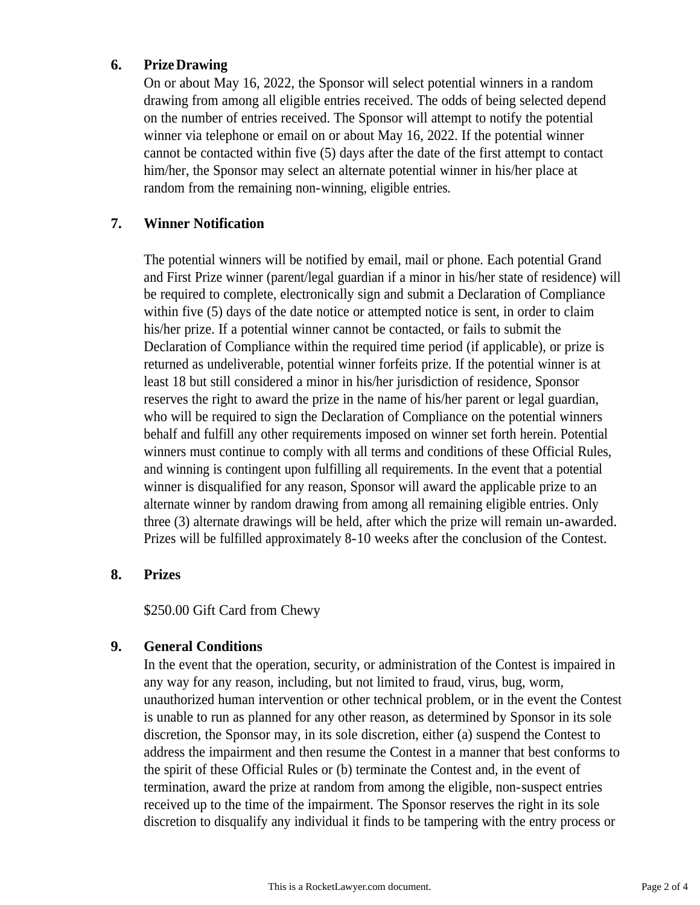**6. Prize Drawing**

On or about May 16, 2022, the Sponsor will select potential winners in a random drawing from among all eligible entries received. The odds of being selected depend on the number of entries received. The Sponsor will attempt to notify the potential winner via telephone or email on or about May 16, 2022. If the potential winner cannot be contacted within five (5) days after the date of the first attempt to contact him/her, the Sponsor may select an alternate potential winner in his/her place at random from the remaining non-winning, eligible entries.

**7. Winner Notification**

The potential winners will be notified by email, mail or phone. Each potential Grand and First Prize winner (parent/legal guardian if a minor in his/her state of residence) will be required to complete, electronically sign and submit a Declaration of Compliance within five (5) days of the date notice or attempted notice is sent, in order to claim his/her prize. If a potential winner cannot be contacted, or fails to submit the Declaration of Compliance within the required time period (if applicable), or prize is returned as undeliverable, potential winner forfeits prize. If the potential winner is at least 18 but still considered a minor in his/her jurisdiction of residence, Sponsor reserves the right to award the prize in the name of his/her parent or legal guardian, who will be required to sign the Declaration of Compliance on the potential winners behalf and fulfill any other requirements imposed on winner set forth herein. Potential winners must continue to comply with all terms and conditions of these Official Rules, and winning is contingent upon fulfilling all requirements. In the event that a potential winner is disqualified for any reason, Sponsor will award the applicable prize to an alternate winner by random drawing from among all remaining eligible entries. Only three (3) alternate drawings will be held, after which the prize will remain un-awarded. Prizes will be fulfilled approximately 8-10 weeks after the conclusion of the Contest.

**8. Prizes**

$250.00 Gift Card from Chewy

**9. General Conditions**

In the event that the operation, security, or administration of the Contest is impaired in any way for any reason, including, but not limited to fraud, virus, bug, worm, unauthorized human intervention or other technical problem, or in the event the Contest is unable to run as planned for any other reason, as determined by Sponsor in its sole discretion, the Sponsor may, in its sole discretion, either (a) suspend the Contest to address the impairment and then resume the Contest in a manner that best conforms to the spirit of these Official Rules or (b) terminate the Contest and, in the event of termination, award the prize at random from among the eligible, non-suspect entries received up to the time of the impairment. The Sponsor reserves the right in its sole discretion to disqualify any individual it finds to be tampering with the entry process or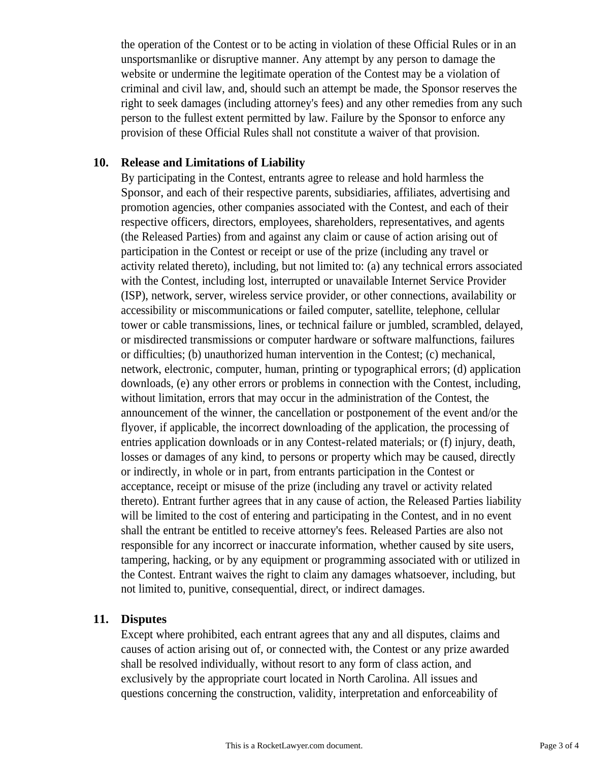the operation of the Contest or to be acting in violation of these Official Rules or in an unsportsmanlike or disruptive manner. Any attempt by any person to damage the website or undermine the legitimate operation of the Contest may be a violation of criminal and civil law, and, should such an attempt be made, the Sponsor reserves the right to seek damages (including attorney's fees) and any other remedies from any such person to the fullest extent permitted by law. Failure by the Sponsor to enforce any provision of these Official Rules shall not constitute a waiver of that provision.

**10. Release and Limitations of Liability**

By participating in the Contest, entrants agree to release and hold harmless the Sponsor, and each of their respective parents, subsidiaries, affiliates, advertising and promotion agencies, other companies associated with the Contest, and each of their respective officers, directors, employees, shareholders, representatives, and agents (the Released Parties) from and against any claim or cause of action arising out of participation in the Contest or receipt or use of the prize (including any travel or activity related thereto), including, but not limited to: (a) any technical errors associated with the Contest, including lost, interrupted or unavailable Internet Service Provider (ISP), network, server, wireless service provider, or other connections, availability or accessibility or miscommunications or failed computer, satellite, telephone, cellular tower or cable transmissions, lines, or technical failure or jumbled, scrambled, delayed, or misdirected transmissions or computer hardware or software malfunctions, failures or difficulties; (b) unauthorized human intervention in the Contest; (c) mechanical, network, electronic, computer, human, printing or typographical errors; (d) application downloads, (e) any other errors or problems in connection with the Contest, including, without limitation, errors that may occur in the administration of the Contest, the announcement of the winner, the cancellation or postponement of the event and/or the flyover, if applicable, the incorrect downloading of the application, the processing of entries application downloads or in any Contest-related materials; or (f) injury, death, losses or damages of any kind, to persons or property which may be caused, directly or indirectly, in whole or in part, from entrants participation in the Contest or acceptance, receipt or misuse of the prize (including any travel or activity related thereto). Entrant further agrees that in any cause of action, the Released Parties liability will be limited to the cost of entering and participating in the Contest, and in no event shall the entrant be entitled to receive attorney's fees. Released Parties are also not responsible for any incorrect or inaccurate information, whether caused by site users, tampering, hacking, or by any equipment or programming associated with or utilized in the Contest. Entrant waives the right to claim any damages whatsoever, including, but not limited to, punitive, consequential, direct, or indirect damages.

**11. Disputes**

Except where prohibited, each entrant agrees that any and all disputes, claims and causes of action arising out of, or connected with, the Contest or any prize awarded shall be resolved individually, without resort to any form of class action, and exclusively by the appropriate court located in North Carolina. All issues and questions concerning the construction, validity, interpretation and enforceability of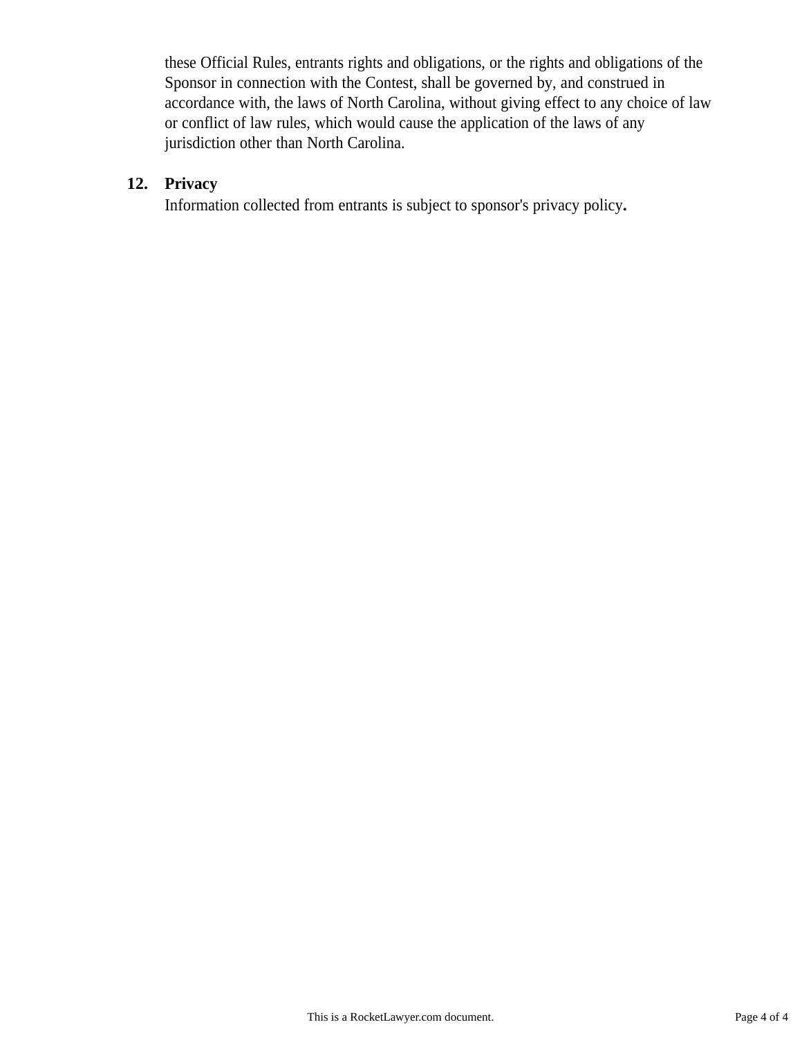these Official Rules, entrants rights and obligations, or the rights and obligations of the Sponsor in connection with the Contest, shall be governed by, and construed in accordance with, the laws of North Carolina, without giving effect to any choice of law or conflict of law rules, which would cause the application of the laws of any jurisdiction other than North Carolina.

**12. Privacy**

Information collected from entrants is subject to sponsor's privacy policy**.**